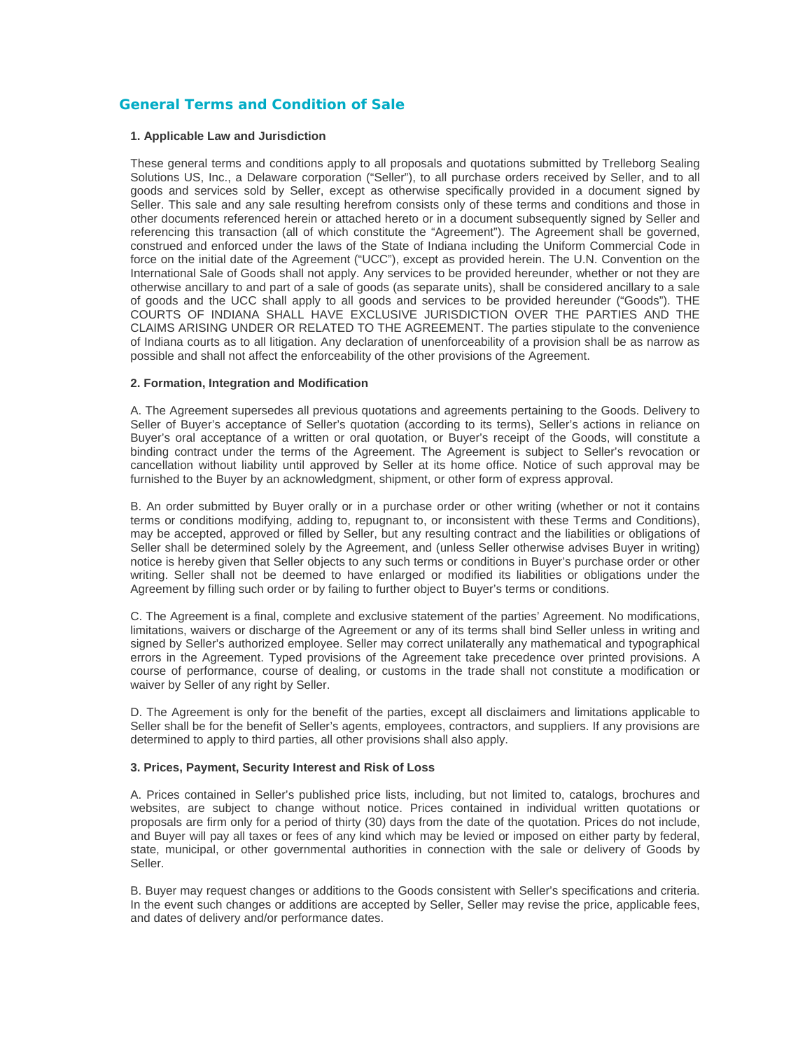# General Terms and Condition of Sale

### 1. Applicable Law and Jurisdiction

These general terms and conditions apply to all proposals and quotations submitted by Trelleborg Sealing Solutions US, Inc., a Delaware corporation ("Seller"), to all purchase orders received by Seller, and to all goods and services sold by Seller, except as otherwise specifically provided in a document signed by Seller. This sale and any sale resulting herefrom consists only of these terms and conditions and those in other documents referenced herein or attached hereto or in a document subsequently signed by Seller and referencing this transaction (all of which constitute the "Agreement"). The Agreement shall be governed, construed and enforced under the laws of the State of Indiana including the Uniform Commercial Code in force on the initial date of the Agreement ("UCC"), except as provided herein. The U.N. Convention on the International Sale of Goods shall not apply. Any services to be provided hereunder, whether or not they are otherwise ancillary to and part of a sale of goods (as separate units), shall be considered ancillary to a sale of goods and the UCC shall apply to all goods and services to be provided hereunder ("Goods"). THE COURTS OF INDIANA SHALL HAVE EXCLUSIVE JURISDICTION OVER THE PARTIES AND THE CLAIMS ARISING UNDER OR RELATED TO THE AGREEMENT. The parties stipulate to the convenience of Indiana courts as to all litigation. Any declaration of unenforceability of a provision shall be as narrow as possible and shall not affect the enforceability of the other provisions of the Agreement.

### 2. Formation, Integration and Modification

A. The Agreement supersedes all previous quotations and agreements pertaining to the Goods. Delivery to Seller of Buyer's acceptance of Seller's quotation (according to its terms), Seller's actions in reliance on Buyer's oral acceptance of a written or oral quotation, or Buyer's receipt of the Goods, will constitute a binding contract under the terms of the Agreement. The Agreement is subject to Seller's revocation or cancellation without liability until approved by Seller at its home office. Notice of such approval may be furnished to the Buyer by an acknowledgment, shipment, or other form of express approval.

B. An order submitted by Buyer orally or in a purchase order or other writing (whether or not it contains terms or conditions modifying, adding to, repugnant to, or inconsistent with these Terms and Conditions), may be accepted, approved or filled by Seller, but any resulting contract and the liabilities or obligations of Seller shall be determined solely by the Agreement, and (unless Seller otherwise advises Buyer in writing) notice is hereby given that Seller objects to any such terms or conditions in Buyer's purchase order or other writing. Seller shall not be deemed to have enlarged or modified its liabilities or obligations under the Agreement by filling such order or by failing to further object to Buyer's terms or conditions.

C. The Agreement is a final, complete and exclusive statement of the parties' Agreement. No modifications, limitations, waivers or discharge of the Agreement or any of its terms shall bind Seller unless in writing and signed by Seller's authorized employee. Seller may correct unilaterally any mathematical and typographical errors in the Agreement. Typed provisions of the Agreement take precedence over printed provisions. A course of performance, course of dealing, or customs in the trade shall not constitute a modification or waiver by Seller of any right by Seller.

D. The Agreement is only for the benefit of the parties, except all disclaimers and limitations applicable to Seller shall be for the benefit of Seller's agents, employees, contractors, and suppliers. If any provisions are determined to apply to third parties, all other provisions shall also apply.

### 3. Prices, Payment, Security Interest and Risk of Loss

A. Prices contained in Seller's published price lists, including, but not limited to, catalogs, brochures and websites, are subject to change without notice. Prices contained in individual written quotations or proposals are firm only for a period of thirty (30) days from the date of the quotation. Prices do not include, and Buyer will pay all taxes or fees of any kind which may be levied or imposed on either party by federal, state, municipal, or other governmental authorities in connection with the sale or delivery of Goods by Seller.

B. Buyer may request changes or additions to the Goods consistent with Seller's specifications and criteria. In the event such changes or additions are accepted by Seller, Seller may revise the price, applicable fees, and dates of delivery and/or performance dates.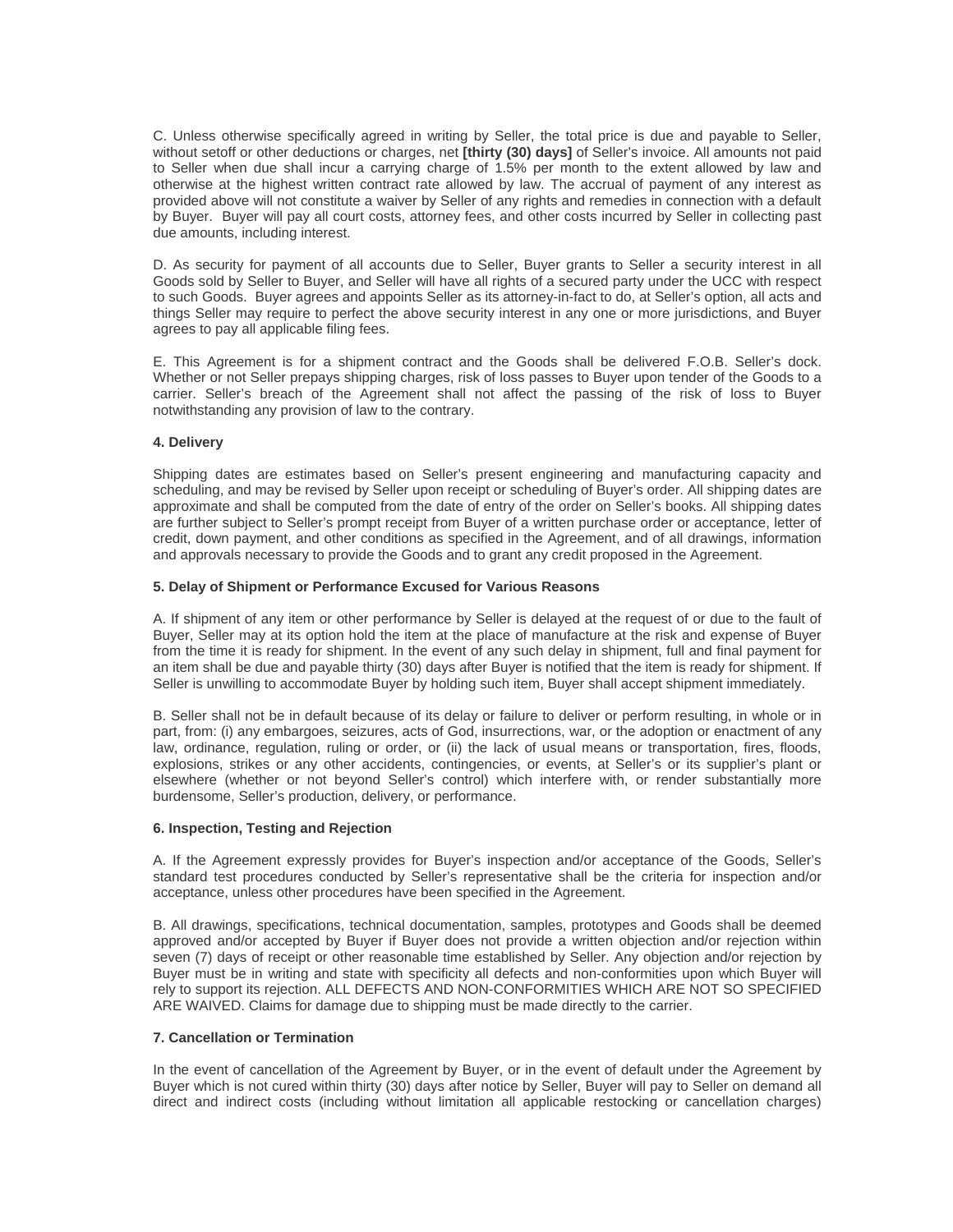C. Unless otherwise specifically agreed in writing by Seller, the total price is due and payable to Seller, without setoff or other deductions or charges, net **[thirty (30) days]** of Seller's invoice. All amounts not paid to Seller when due shall incur a carrying charge of 1.5% per month to the extent allowed by law and otherwise at the highest written contract rate allowed by law. The accrual of payment of any interest as provided above will not constitute a waiver by Seller of any rights and remedies in connection with a default by Buyer. Buyer will pay all court costs, attorney fees, and other costs incurred by Seller in collecting past due amounts, including interest.

D. As security for payment of all accounts due to Seller, Buyer grants to Seller a security interest in all Goods sold by Seller to Buyer, and Seller will have all rights of a secured party under the UCC with respect to such Goods. Buyer agrees and appoints Seller as its attorney-in-fact to do, at Seller's option, all acts and things Seller may require to perfect the above security interest in any one or more jurisdictions, and Buyer agrees to pay all applicable filing fees.

E. This Agreement is for a shipment contract and the Goods shall be delivered F.O.B. Seller's dock. Whether or not Seller prepays shipping charges, risk of loss passes to Buyer upon tender of the Goods to a carrier. Seller's breach of the Agreement shall not affect the passing of the risk of loss to Buyer notwithstanding any provision of law to the contrary.

**4. Delivery**

Shipping dates are estimates based on Seller's present engineering and manufacturing capacity and scheduling, and may be revised by Seller upon receipt or scheduling of Buyer's order. All shipping dates are approximate and shall be computed from the date of entry of the order on Seller's books. All shipping dates are further subject to Seller's prompt receipt from Buyer of a written purchase order or acceptance, letter of credit, down payment, and other conditions as specified in the Agreement, and of all drawings, information and approvals necessary to provide the Goods and to grant any credit proposed in the Agreement.

**5. Delay of Shipment or Performance Excused for Various Reasons**

A. If shipment of any item or other performance by Seller is delayed at the request of or due to the fault of Buyer, Seller may at its option hold the item at the place of manufacture at the risk and expense of Buyer from the time it is ready for shipment. In the event of any such delay in shipment, full and final payment for an item shall be due and payable thirty (30) days after Buyer is notified that the item is ready for shipment. If Seller is unwilling to accommodate Buyer by holding such item, Buyer shall accept shipment immediately.

B. Seller shall not be in default because of its delay or failure to deliver or perform resulting, in whole or in part, from: (i) any embargoes, seizures, acts of God, insurrections, war, or the adoption or enactment of any law, ordinance, regulation, ruling or order, or (ii) the lack of usual means or transportation, fires, floods, explosions, strikes or any other accidents, contingencies, or events, at Seller's or its supplier's plant or elsewhere (whether or not beyond Seller's control) which interfere with, or render substantially more burdensome, Seller's production, delivery, or performance.

**6. Inspection, Testing and Rejection**

A. If the Agreement expressly provides for Buyer's inspection and/or acceptance of the Goods, Seller's standard test procedures conducted by Seller's representative shall be the criteria for inspection and/or acceptance, unless other procedures have been specified in the Agreement.

B. All drawings, specifications, technical documentation, samples, prototypes and Goods shall be deemed approved and/or accepted by Buyer if Buyer does not provide a written objection and/or rejection within seven (7) days of receipt or other reasonable time established by Seller. Any objection and/or rejection by Buyer must be in writing and state with specificity all defects and non-conformities upon which Buyer will rely to support its rejection. ALL DEFECTS AND NON-CONFORMITIES WHICH ARE NOT SO SPECIFIED ARE WAIVED. Claims for damage due to shipping must be made directly to the carrier.

**7. Cancellation or Termination**

In the event of cancellation of the Agreement by Buyer, or in the event of default under the Agreement by Buyer which is not cured within thirty (30) days after notice by Seller, Buyer will pay to Seller on demand all direct and indirect costs (including without limitation all applicable restocking or cancellation charges)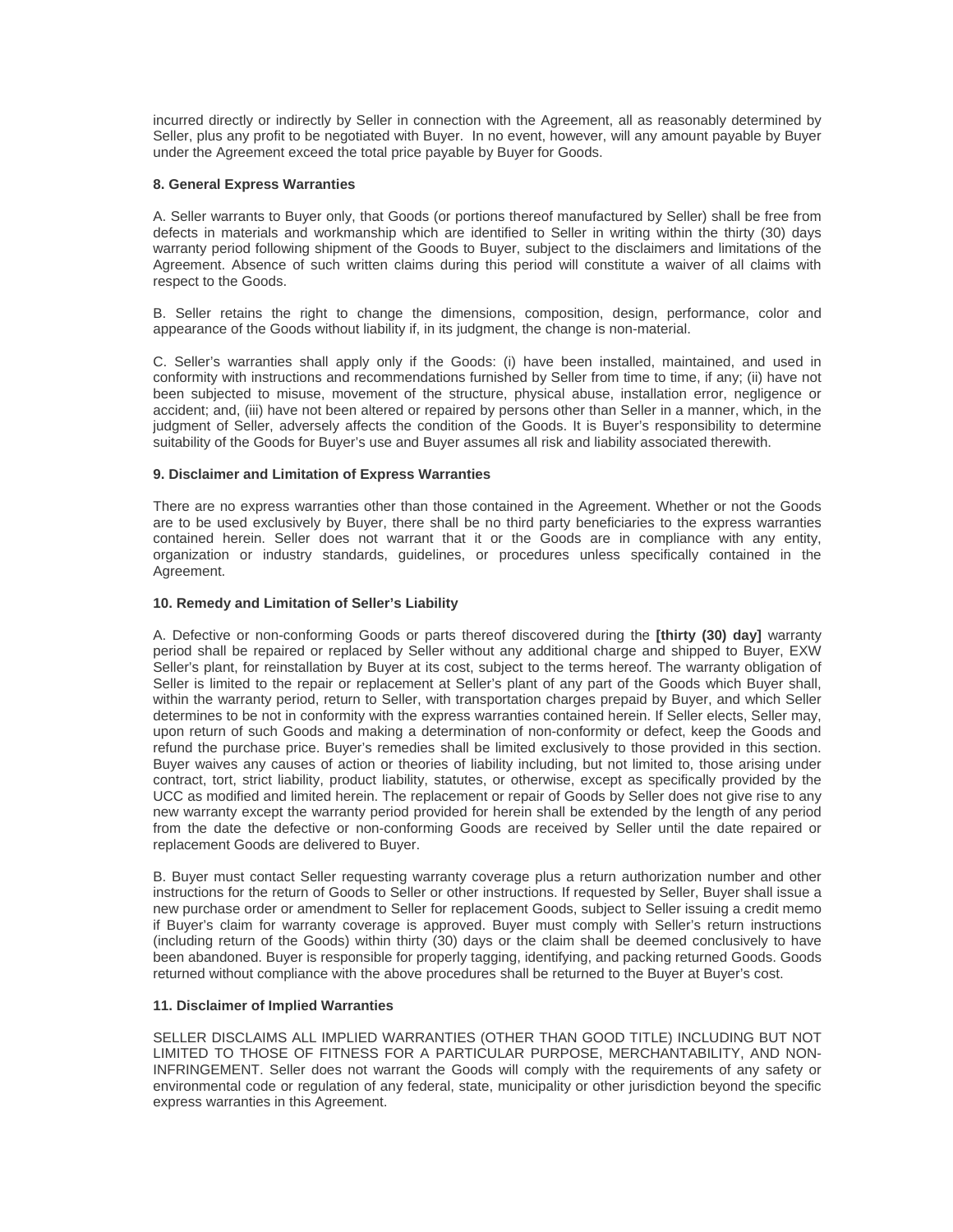incurred directly or indirectly by Seller in connection with the Agreement, all as reasonably determined by Seller, plus any profit to be negotiated with Buyer. In no event, however, will any amount payable by Buyer under the Agreement exceed the total price payable by Buyer for Goods.

**8. General Express Warranties**

A. Seller warrants to Buyer only, that Goods (or portions thereof manufactured by Seller) shall be free from defects in materials and workmanship which are identified to Seller in writing within the thirty (30) days warranty period following shipment of the Goods to Buyer, subject to the disclaimers and limitations of the Agreement. Absence of such written claims during this period will constitute a waiver of all claims with respect to the Goods.

B. Seller retains the right to change the dimensions, composition, design, performance, color and appearance of the Goods without liability if, in its judgment, the change is non-material.

C. Seller's warranties shall apply only if the Goods: (i) have been installed, maintained, and used in conformity with instructions and recommendations furnished by Seller from time to time, if any; (ii) have not been subjected to misuse, movement of the structure, physical abuse, installation error, negligence or accident; and, (iii) have not been altered or repaired by persons other than Seller in a manner, which, in the judgment of Seller, adversely affects the condition of the Goods. It is Buyer's responsibility to determine suitability of the Goods for Buyer's use and Buyer assumes all risk and liability associated therewith.

**9. Disclaimer and Limitation of Express Warranties**

There are no express warranties other than those contained in the Agreement. Whether or not the Goods are to be used exclusively by Buyer, there shall be no third party beneficiaries to the express warranties contained herein. Seller does not warrant that it or the Goods are in compliance with any entity, organization or industry standards, guidelines, or procedures unless specifically contained in the Agreement.

**10. Remedy and Limitation of Seller's Liability**

A. Defective or non-conforming Goods or parts thereof discovered during the **[thirty (30) day]** warranty period shall be repaired or replaced by Seller without any additional charge and shipped to Buyer, EXW Seller's plant, for reinstallation by Buyer at its cost, subject to the terms hereof. The warranty obligation of Seller is limited to the repair or replacement at Seller's plant of any part of the Goods which Buyer shall, within the warranty period, return to Seller, with transportation charges prepaid by Buyer, and which Seller determines to be not in conformity with the express warranties contained herein. If Seller elects, Seller may, upon return of such Goods and making a determination of non-conformity or defect, keep the Goods and refund the purchase price. Buyer's remedies shall be limited exclusively to those provided in this section. Buyer waives any causes of action or theories of liability including, but not limited to, those arising under contract, tort, strict liability, product liability, statutes, or otherwise, except as specifically provided by the UCC as modified and limited herein. The replacement or repair of Goods by Seller does not give rise to any new warranty except the warranty period provided for herein shall be extended by the length of any period from the date the defective or non-conforming Goods are received by Seller until the date repaired or replacement Goods are delivered to Buyer.

B. Buyer must contact Seller requesting warranty coverage plus a return authorization number and other instructions for the return of Goods to Seller or other instructions. If requested by Seller, Buyer shall issue a new purchase order or amendment to Seller for replacement Goods, subject to Seller issuing a credit memo if Buyer's claim for warranty coverage is approved. Buyer must comply with Seller's return instructions (including return of the Goods) within thirty (30) days or the claim shall be deemed conclusively to have been abandoned. Buyer is responsible for properly tagging, identifying, and packing returned Goods. Goods returned without compliance with the above procedures shall be returned to the Buyer at Buyer's cost.

**11. Disclaimer of Implied Warranties**

SELLER DISCLAIMS ALL IMPLIED WARRANTIES (OTHER THAN GOOD TITLE) INCLUDING BUT NOT LIMITED TO THOSE OF FITNESS FOR A PARTICULAR PURPOSE, MERCHANTABILITY, AND NON-INFRINGEMENT. Seller does not warrant the Goods will comply with the requirements of any safety or environmental code or regulation of any federal, state, municipality or other jurisdiction beyond the specific express warranties in this Agreement.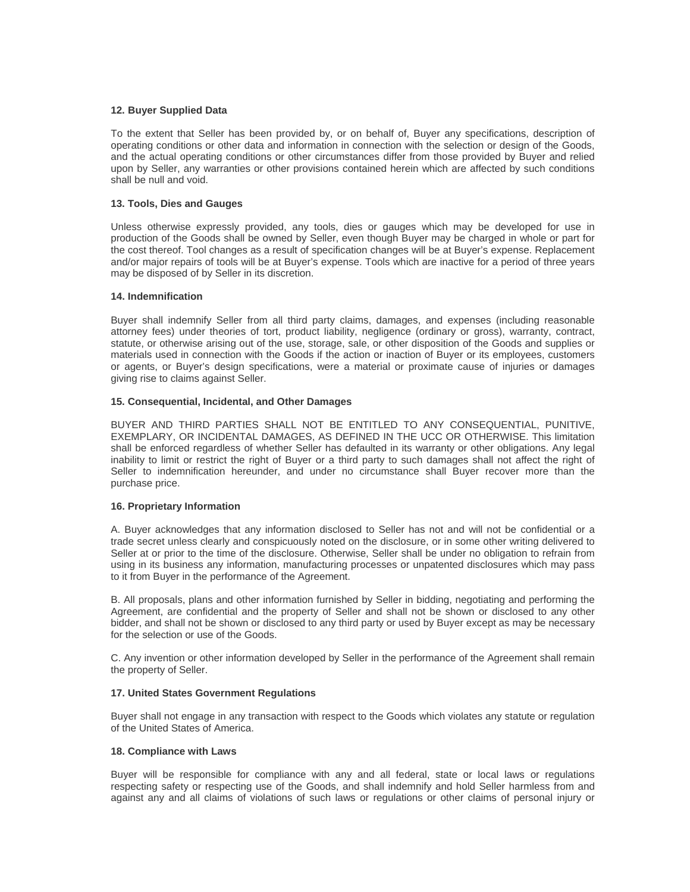**12. Buyer Supplied Data**

To the extent that Seller has been provided by, or on behalf of, Buyer any specifications, description of operating conditions or other data and information in connection with the selection or design of the Goods, and the actual operating conditions or other circumstances differ from those provided by Buyer and relied upon by Seller, any warranties or other provisions contained herein which are affected by such conditions shall be null and void.

**13. Tools, Dies and Gauges**

Unless otherwise expressly provided, any tools, dies or gauges which may be developed for use in production of the Goods shall be owned by Seller, even though Buyer may be charged in whole or part for the cost thereof. Tool changes as a result of specification changes will be at Buyer's expense. Replacement and/or major repairs of tools will be at Buyer's expense. Tools which are inactive for a period of three years may be disposed of by Seller in its discretion.

**14. Indemnification**

Buyer shall indemnify Seller from all third party claims, damages, and expenses (including reasonable attorney fees) under theories of tort, product liability, negligence (ordinary or gross), warranty, contract, statute, or otherwise arising out of the use, storage, sale, or other disposition of the Goods and supplies or materials used in connection with the Goods if the action or inaction of Buyer or its employees, customers or agents, or Buyer's design specifications, were a material or proximate cause of injuries or damages giving rise to claims against Seller.

**15. Consequential, Incidental, and Other Damages**

BUYER AND THIRD PARTIES SHALL NOT BE ENTITLED TO ANY CONSEQUENTIAL, PUNITIVE, EXEMPLARY, OR INCIDENTAL DAMAGES, AS DEFINED IN THE UCC OR OTHERWISE. This limitation shall be enforced regardless of whether Seller has defaulted in its warranty or other obligations. Any legal inability to limit or restrict the right of Buyer or a third party to such damages shall not affect the right of Seller to indemnification hereunder, and under no circumstance shall Buyer recover more than the purchase price.

**16. Proprietary Information**

A. Buyer acknowledges that any information disclosed to Seller has not and will not be confidential or a trade secret unless clearly and conspicuously noted on the disclosure, or in some other writing delivered to Seller at or prior to the time of the disclosure. Otherwise, Seller shall be under no obligation to refrain from using in its business any information, manufacturing processes or unpatented disclosures which may pass to it from Buyer in the performance of the Agreement.

B. All proposals, plans and other information furnished by Seller in bidding, negotiating and performing the Agreement, are confidential and the property of Seller and shall not be shown or disclosed to any other bidder, and shall not be shown or disclosed to any third party or used by Buyer except as may be necessary for the selection or use of the Goods.

C. Any invention or other information developed by Seller in the performance of the Agreement shall remain the property of Seller.

**17. United States Government Regulations**

Buyer shall not engage in any transaction with respect to the Goods which violates any statute or regulation of the United States of America.

**18. Compliance with Laws**

Buyer will be responsible for compliance with any and all federal, state or local laws or regulations respecting safety or respecting use of the Goods, and shall indemnify and hold Seller harmless from and against any and all claims of violations of such laws or regulations or other claims of personal injury or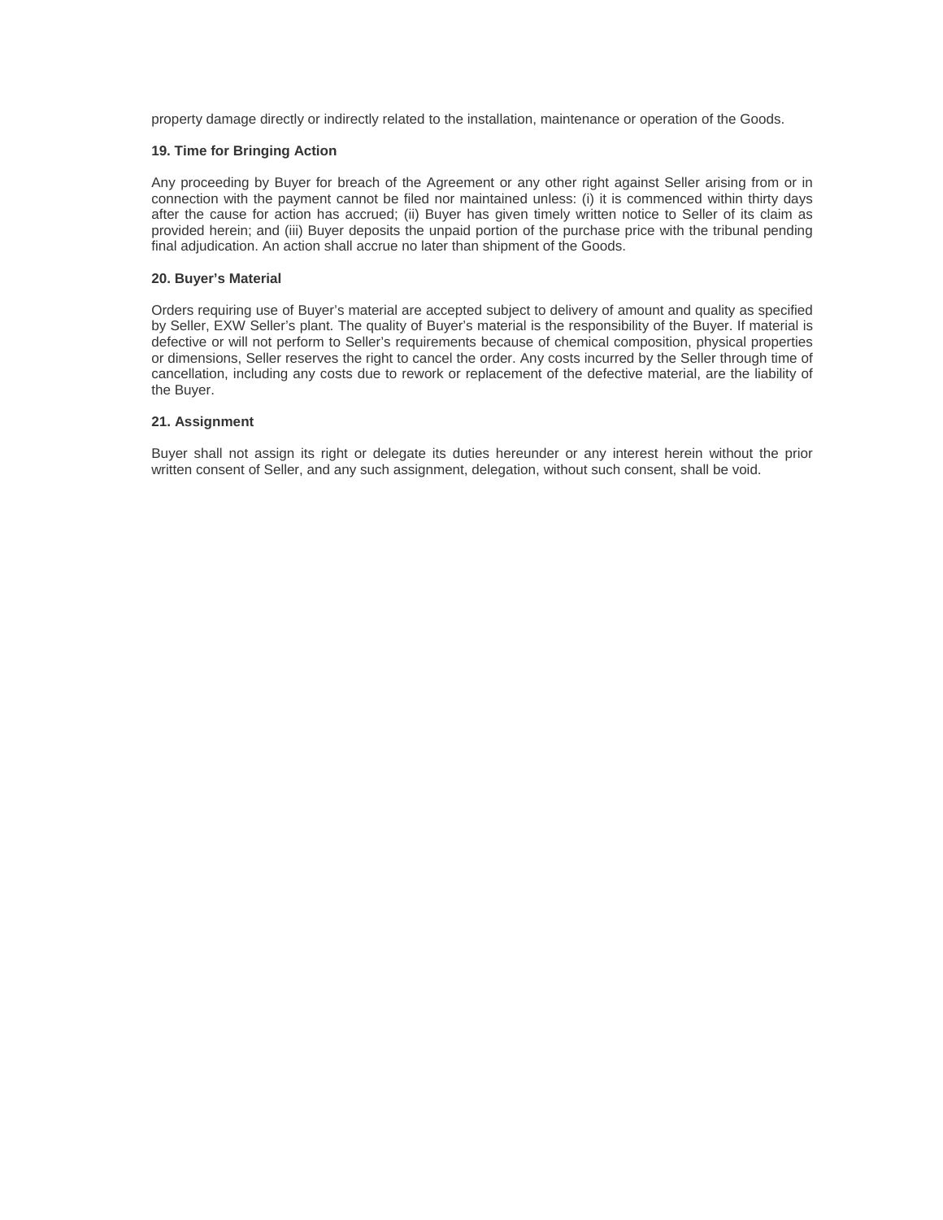property damage directly or indirectly related to the installation, maintenance or operation of the Goods.

**19. Time for Bringing Action**

Any proceeding by Buyer for breach of the Agreement or any other right against Seller arising from or in connection with the payment cannot be filed nor maintained unless: (i) it is commenced within thirty days after the cause for action has accrued; (ii) Buyer has given timely written notice to Seller of its claim as provided herein; and (iii) Buyer deposits the unpaid portion of the purchase price with the tribunal pending final adjudication. An action shall accrue no later than shipment of the Goods.

**20. Buyer's Material**

Orders requiring use of Buyer's material are accepted subject to delivery of amount and quality as specified by Seller, EXW Seller's plant. The quality of Buyer's material is the responsibility of the Buyer. If material is defective or will not perform to Seller's requirements because of chemical composition, physical properties or dimensions, Seller reserves the right to cancel the order. Any costs incurred by the Seller through time of cancellation, including any costs due to rework or replacement of the defective material, are the liability of the Buyer.

**21. Assignment**

Buyer shall not assign its right or delegate its duties hereunder or any interest herein without the prior written consent of Seller, and any such assignment, delegation, without such consent, shall be void.